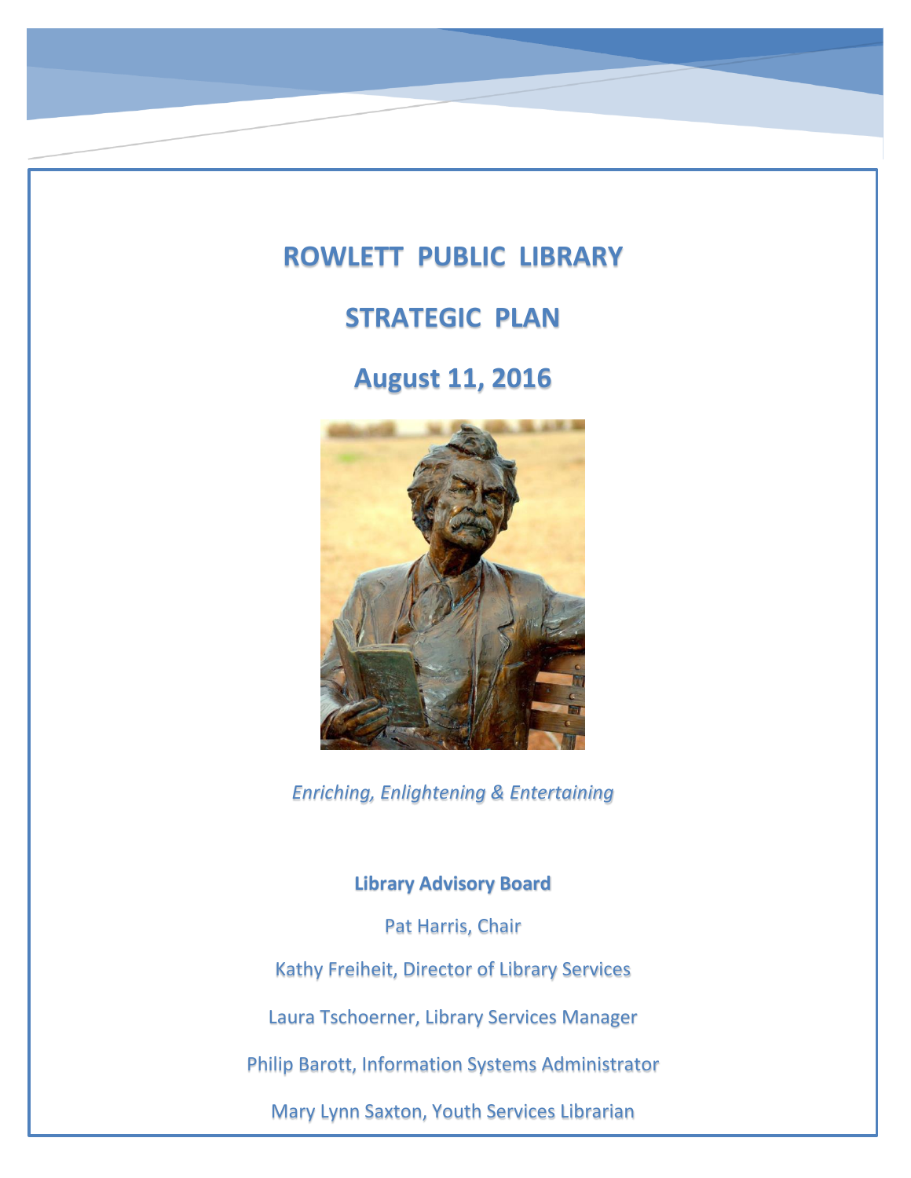# ROWLETT PUBLIC LIBRARY

# STRATEGIC PLAN

## August 11, 2016

*Enriching, Enlightening & Entertaining*

**Library Advisory Board**

Pat Harris, Chair

Kathy Freiheit, Director of Library Services

Laura Tschoerner, Library Services Manager

Philip Barott, Information Systems Administrator

Mary Lynn Saxton, Youth Services Librarian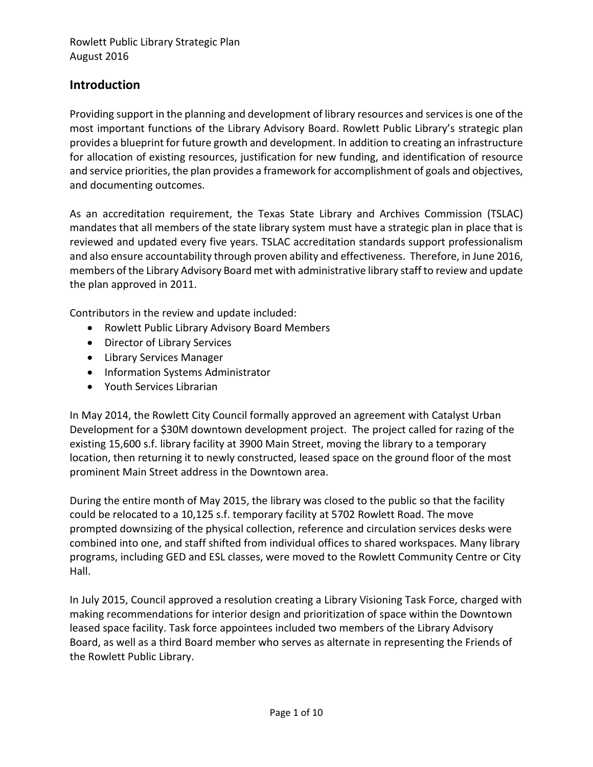## Introduction

Providing support in the planning and development of library resources and services is one of the most important functions of the Library Advisory Board. Rowlett Public Library's strategic plan provides a blueprint for future growth and development. In addition to creating an infrastructure for allocation of existing resources, justification for new funding, and identification of resource and service priorities, the plan provides a framework for accomplishment of goals and objectives, and documenting outcomes.

As an accreditation requirement, the Texas State Library and Archives Commission (TSLAC) mandates that all members of the state library system must have a strategic plan in place that is reviewed and updated every five years. TSLAC accreditation standards support professionalism and also ensure accountability through proven ability and effectiveness. Therefore, in June 2016, members of the Library Advisory Board met with administrative library staff to review and update the plan approved in 2011.

Contributors in the review and update included:

- Rowlett Public Library Advisory Board Members
- Director of Library Services
- Library Services Manager
- Information Systems Administrator
- Youth Services Librarian

In May 2014, the Rowlett City Council formally approved an agreement with Catalyst Urban Development for a $30M downtown development project. The project called for razing of the existing 15,600 s.f. library facility at 3900 Main Street, moving the library to a temporary location, then returning it to newly constructed, leased space on the ground floor of the most prominent Main Street address in the Downtown area.

During the entire month of May 2015, the library was closed to the public so that the facility could be relocated to a 10,125 s.f. temporary facility at 5702 Rowlett Road. The move prompted downsizing of the physical collection, reference and circulation services desks were combined into one, and staff shifted from individual offices to shared workspaces. Many library programs, including GED and ESL classes, were moved to the Rowlett Community Centre or City Hall.

In July 2015, Council approved a resolution creating a Library Visioning Task Force, charged with making recommendations for interior design and prioritization of space within the Downtown leased space facility. Task force appointees included two members of the Library Advisory Board, as well as a third Board member who serves as alternate in representing the Friends of the Rowlett Public Library.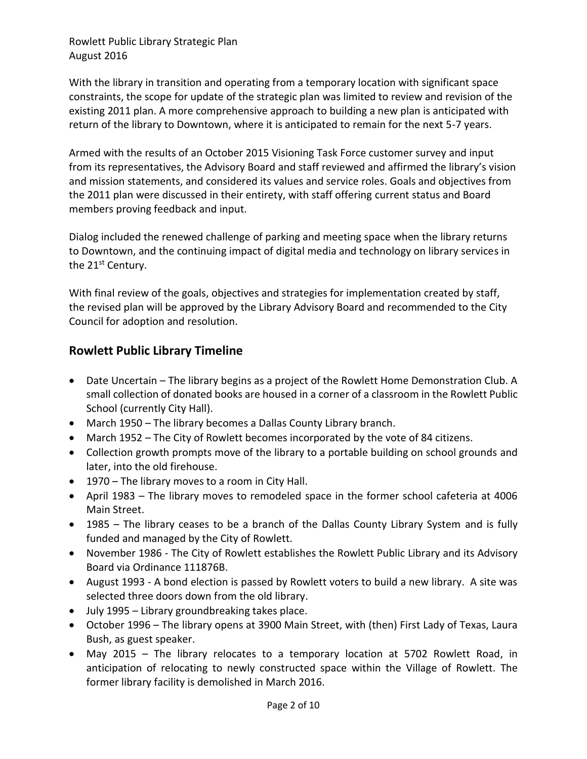With the library in transition and operating from a temporary location with significant space constraints, the scope for update of the strategic plan was limited to review and revision of the existing 2011 plan. A more comprehensive approach to building a new plan is anticipated with return of the library to Downtown, where it is anticipated to remain for the next 5-7 years.

Armed with the results of an October 2015 Visioning Task Force customer survey and input from its representatives, the Advisory Board and staff reviewed and affirmed the library's vision and mission statements, and considered its values and service roles. Goals and objectives from the 2011 plan were discussed in their entirety, with staff offering current status and Board members proving feedback and input.

Dialog included the renewed challenge of parking and meeting space when the library returns to Downtown, and the continuing impact of digital media and technology on library services in the 21st Century.

With final review of the goals, objectives and strategies for implementation created by staff, the revised plan will be approved by the Library Advisory Board and recommended to the City Council for adoption and resolution.

## Rowlett Public Library Timeline

- Date Uncertain – The library begins as a project of the Rowlett Home Demonstration Club. A small collection of donated books are housed in a corner of a classroom in the Rowlett Public School (currently City Hall).
- March 1950 – The library becomes a Dallas County Library branch.
- March 1952 – The City of Rowlett becomes incorporated by the vote of 84 citizens.
- Collection growth prompts move of the library to a portable building on school grounds and later, into the old firehouse.
- 1970 – The library moves to a room in City Hall.
- April 1983 – The library moves to remodeled space in the former school cafeteria at 4006 Main Street.
- 1985 – The library ceases to be a branch of the Dallas County Library System and is fully funded and managed by the City of Rowlett.
- November 1986 - The City of Rowlett establishes the Rowlett Public Library and its Advisory Board via Ordinance 111876B.
- August 1993 - A bond election is passed by Rowlett voters to build a new library. A site was selected three doors down from the old library.
- July 1995 – Library groundbreaking takes place.
- October 1996 – The library opens at 3900 Main Street, with (then) First Lady of Texas, Laura Bush, as guest speaker.
- May 2015 – The library relocates to a temporary location at 5702 Rowlett Road, in anticipation of relocating to newly constructed space within the Village of Rowlett. The former library facility is demolished in March 2016.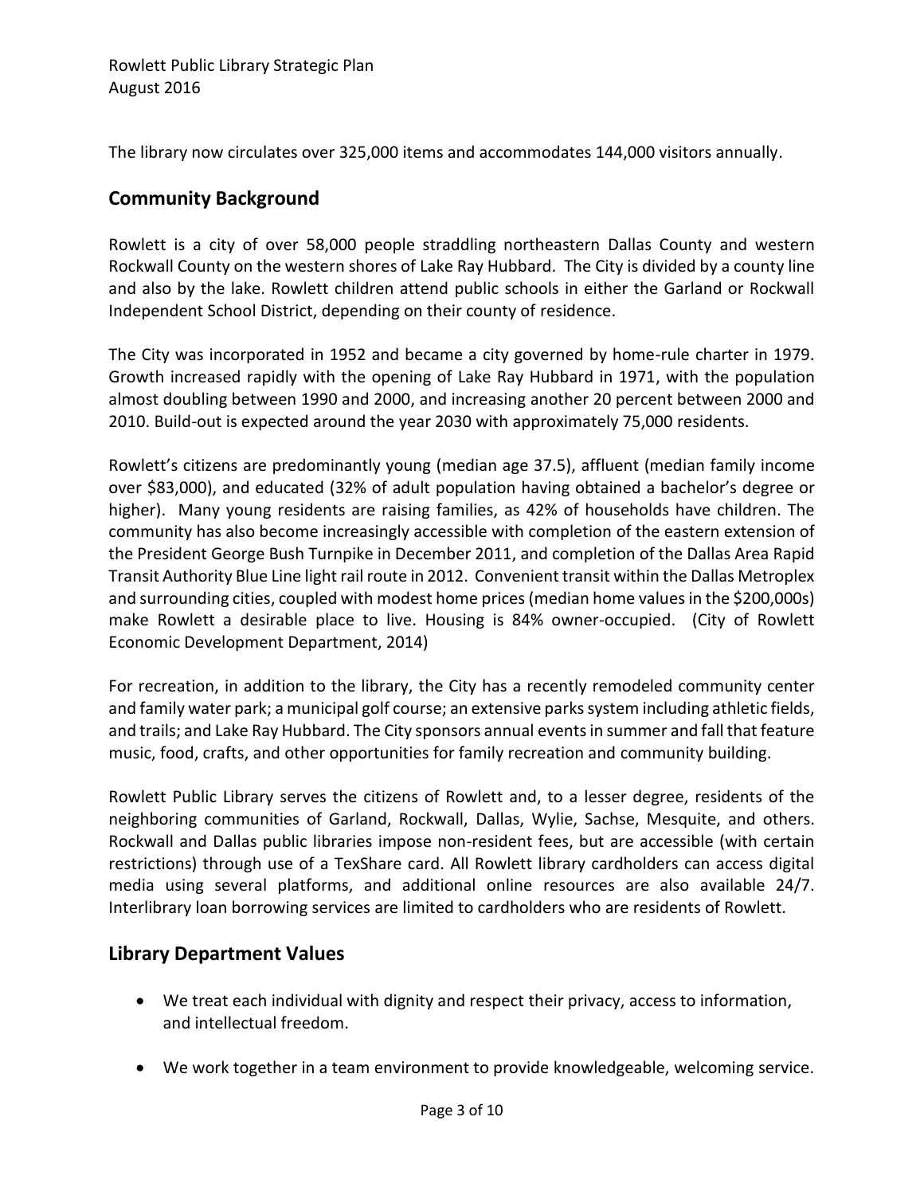The library now circulates over 325,000 items and accommodates 144,000 visitors annually.

## Community Background

Rowlett is a city of over 58,000 people straddling northeastern Dallas County and western Rockwall County on the western shores of Lake Ray Hubbard. The City is divided by a county line and also by the lake. Rowlett children attend public schools in either the Garland or Rockwall Independent School District, depending on their county of residence.

The City was incorporated in 1952 and became a city governed by home-rule charter in 1979. Growth increased rapidly with the opening of Lake Ray Hubbard in 1971, with the population almost doubling between 1990 and 2000, and increasing another 20 percent between 2000 and 2010. Build-out is expected around the year 2030 with approximately 75,000 residents.

Rowlett's citizens are predominantly young (median age 37.5), affluent (median family income over $83,000), and educated (32% of adult population having obtained a bachelor's degree or higher). Many young residents are raising families, as 42% of households have children. The community has also become increasingly accessible with completion of the eastern extension of the President George Bush Turnpike in December 2011, and completion of the Dallas Area Rapid Transit Authority Blue Line light rail route in 2012. Convenient transit within the Dallas Metroplex and surrounding cities, coupled with modest home prices (median home values in the $200,000s) make Rowlett a desirable place to live. Housing is 84% owner-occupied. (City of Rowlett Economic Development Department, 2014)

For recreation, in addition to the library, the City has a recently remodeled community center and family water park; a municipal golf course; an extensive parks system including athletic fields, and trails; and Lake Ray Hubbard. The City sponsors annual events in summer and fall that feature music, food, crafts, and other opportunities for family recreation and community building.

Rowlett Public Library serves the citizens of Rowlett and, to a lesser degree, residents of the neighboring communities of Garland, Rockwall, Dallas, Wylie, Sachse, Mesquite, and others. Rockwall and Dallas public libraries impose non-resident fees, but are accessible (with certain restrictions) through use of a TexShare card. All Rowlett library cardholders can access digital media using several platforms, and additional online resources are also available 24/7. Interlibrary loan borrowing services are limited to cardholders who are residents of Rowlett.

## Library Department Values

- We treat each individual with dignity and respect their privacy, access to information, and intellectual freedom.
- We work together in a team environment to provide knowledgeable, welcoming service.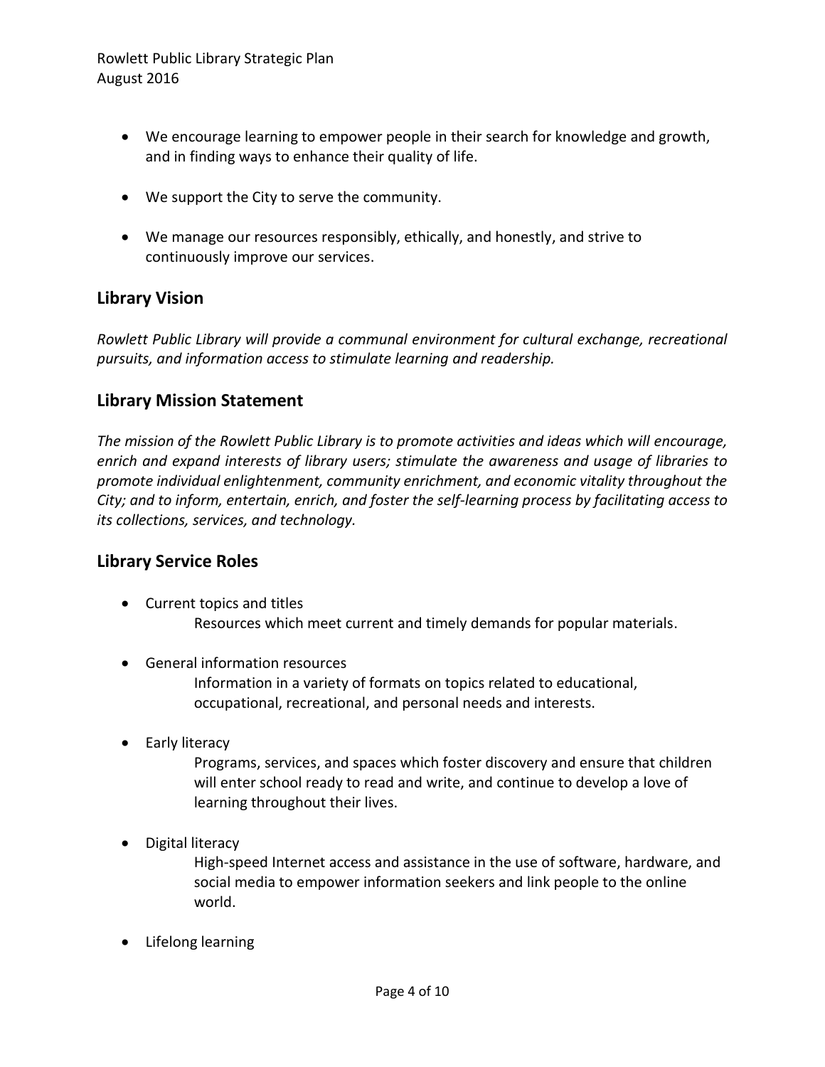- We encourage learning to empower people in their search for knowledge and growth, and in finding ways to enhance their quality of life.

- We support the City to serve the community.

- We manage our resources responsibly, ethically, and honestly, and strive to continuously improve our services.

## Library Vision

*Rowlett Public Library will provide a communal environment for cultural exchange, recreational pursuits, and information access to stimulate learning and readership.*

## Library Mission Statement

*The mission of the Rowlett Public Library is to promote activities and ideas which will encourage, enrich and expand interests of library users; stimulate the awareness and usage of libraries to promote individual enlightenment, community enrichment, and economic vitality throughout the City; and to inform, entertain, enrich, and foster the self-learning process by facilitating access to its collections, services, and technology.*

## Library Service Roles

- Current topics and titles

  Resources which meet current and timely demands for popular materials.

- General information resources

  Information in a variety of formats on topics related to educational, occupational, recreational, and personal needs and interests.

- Early literacy

  Programs, services, and spaces which foster discovery and ensure that children will enter school ready to read and write, and continue to develop a love of learning throughout their lives.

- Digital literacy

  High-speed Internet access and assistance in the use of software, hardware, and social media to empower information seekers and link people to the online world.

- Lifelong learning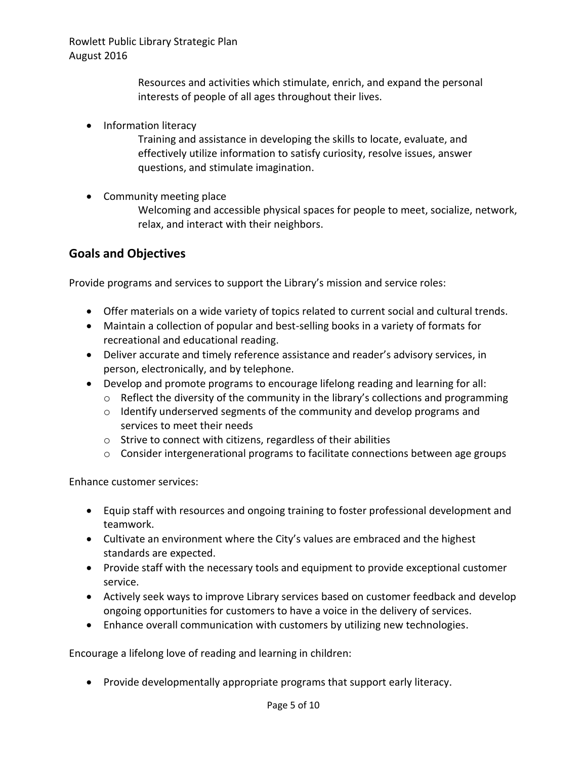Resources and activities which stimulate, enrich, and expand the personal interests of people of all ages throughout their lives.

- Information literacy
  
  Training and assistance in developing the skills to locate, evaluate, and effectively utilize information to satisfy curiosity, resolve issues, answer questions, and stimulate imagination.

- Community meeting place
  
  Welcoming and accessible physical spaces for people to meet, socialize, network, relax, and interact with their neighbors.

## Goals and Objectives

Provide programs and services to support the Library's mission and service roles:

- Offer materials on a wide variety of topics related to current social and cultural trends.
- Maintain a collection of popular and best-selling books in a variety of formats for recreational and educational reading.
- Deliver accurate and timely reference assistance and reader's advisory services, in person, electronically, and by telephone.
- Develop and promote programs to encourage lifelong reading and learning for all:
  - Reflect the diversity of the community in the library's collections and programming
  - Identify underserved segments of the community and develop programs and services to meet their needs
  - Strive to connect with citizens, regardless of their abilities
  - Consider intergenerational programs to facilitate connections between age groups

Enhance customer services:

- Equip staff with resources and ongoing training to foster professional development and teamwork.
- Cultivate an environment where the City's values are embraced and the highest standards are expected.
- Provide staff with the necessary tools and equipment to provide exceptional customer service.
- Actively seek ways to improve Library services based on customer feedback and develop ongoing opportunities for customers to have a voice in the delivery of services.
- Enhance overall communication with customers by utilizing new technologies.

Encourage a lifelong love of reading and learning in children:

- Provide developmentally appropriate programs that support early literacy.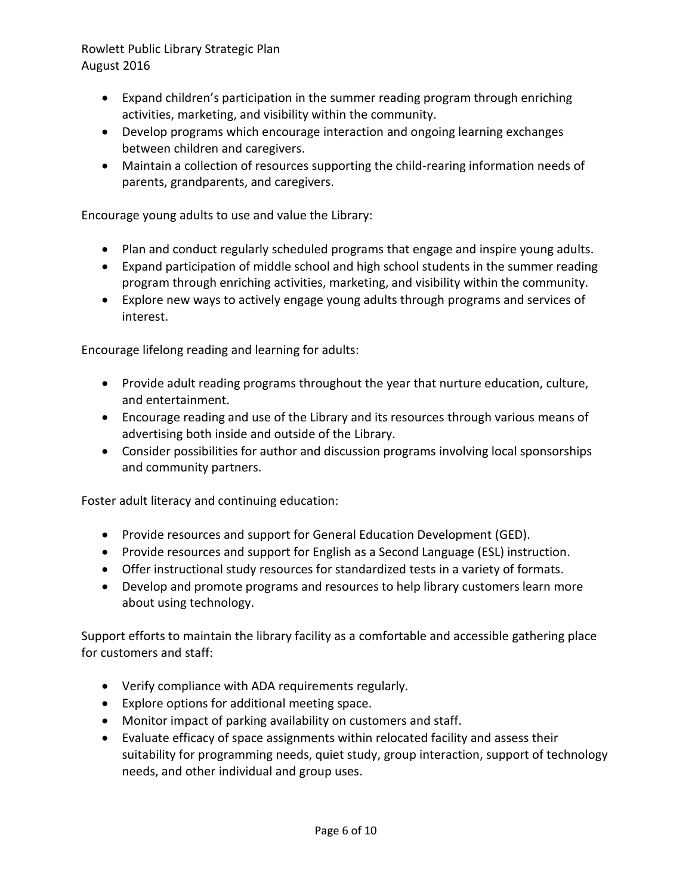- Expand children's participation in the summer reading program through enriching activities, marketing, and visibility within the community.
- Develop programs which encourage interaction and ongoing learning exchanges between children and caregivers.
- Maintain a collection of resources supporting the child-rearing information needs of parents, grandparents, and caregivers.

Encourage young adults to use and value the Library:

- Plan and conduct regularly scheduled programs that engage and inspire young adults.
- Expand participation of middle school and high school students in the summer reading program through enriching activities, marketing, and visibility within the community.
- Explore new ways to actively engage young adults through programs and services of interest.

Encourage lifelong reading and learning for adults:

- Provide adult reading programs throughout the year that nurture education, culture, and entertainment.
- Encourage reading and use of the Library and its resources through various means of advertising both inside and outside of the Library.
- Consider possibilities for author and discussion programs involving local sponsorships and community partners.

Foster adult literacy and continuing education:

- Provide resources and support for General Education Development (GED).
- Provide resources and support for English as a Second Language (ESL) instruction.
- Offer instructional study resources for standardized tests in a variety of formats.
- Develop and promote programs and resources to help library customers learn more about using technology.

Support efforts to maintain the library facility as a comfortable and accessible gathering place for customers and staff:

- Verify compliance with ADA requirements regularly.
- Explore options for additional meeting space.
- Monitor impact of parking availability on customers and staff.
- Evaluate efficacy of space assignments within relocated facility and assess their suitability for programming needs, quiet study, group interaction, support of technology needs, and other individual and group uses.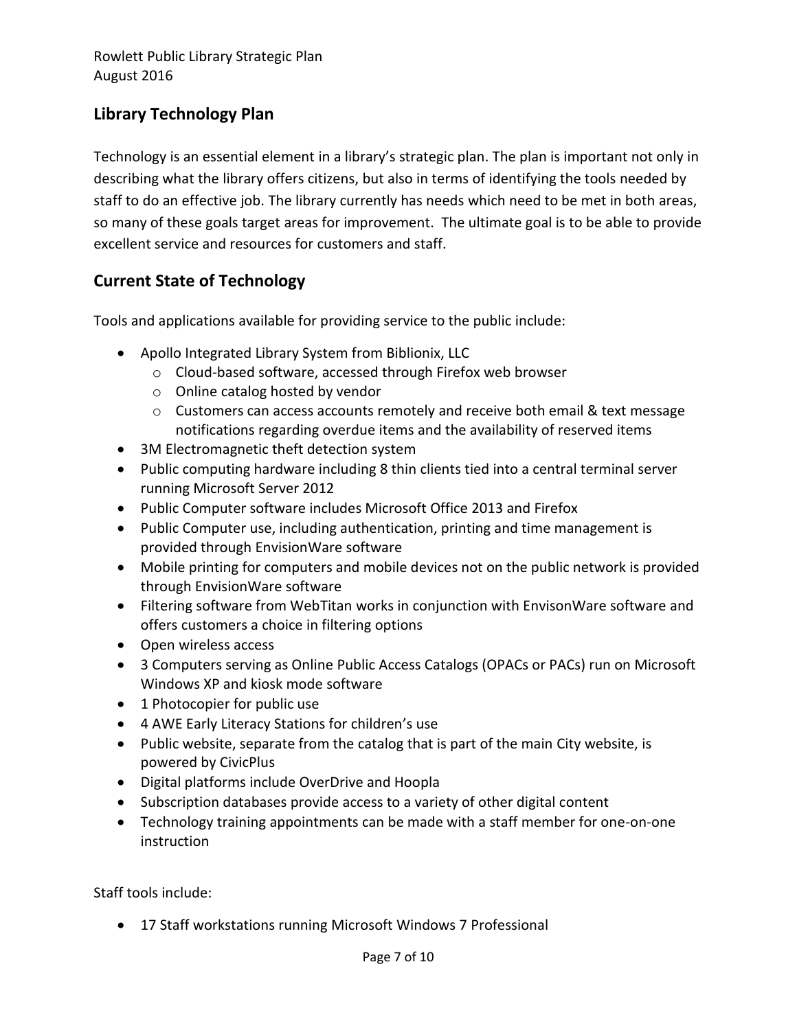## Library Technology Plan

Technology is an essential element in a library's strategic plan. The plan is important not only in describing what the library offers citizens, but also in terms of identifying the tools needed by staff to do an effective job. The library currently has needs which need to be met in both areas, so many of these goals target areas for improvement. The ultimate goal is to be able to provide excellent service and resources for customers and staff.

## Current State of Technology

Tools and applications available for providing service to the public include:

- Apollo Integrated Library System from Biblionix, LLC
  - Cloud-based software, accessed through Firefox web browser
  - Online catalog hosted by vendor
  - Customers can access accounts remotely and receive both email & text message notifications regarding overdue items and the availability of reserved items
- 3M Electromagnetic theft detection system
- Public computing hardware including 8 thin clients tied into a central terminal server running Microsoft Server 2012
- Public Computer software includes Microsoft Office 2013 and Firefox
- Public Computer use, including authentication, printing and time management is provided through EnvisionWare software
- Mobile printing for computers and mobile devices not on the public network is provided through EnvisionWare software
- Filtering software from WebTitan works in conjunction with EnvisonWare software and offers customers a choice in filtering options
- Open wireless access
- 3 Computers serving as Online Public Access Catalogs (OPACs or PACs) run on Microsoft Windows XP and kiosk mode software
- 1 Photocopier for public use
- 4 AWE Early Literacy Stations for children's use
- Public website, separate from the catalog that is part of the main City website, is powered by CivicPlus
- Digital platforms include OverDrive and Hoopla
- Subscription databases provide access to a variety of other digital content
- Technology training appointments can be made with a staff member for one-on-one instruction

Staff tools include:

- 17 Staff workstations running Microsoft Windows 7 Professional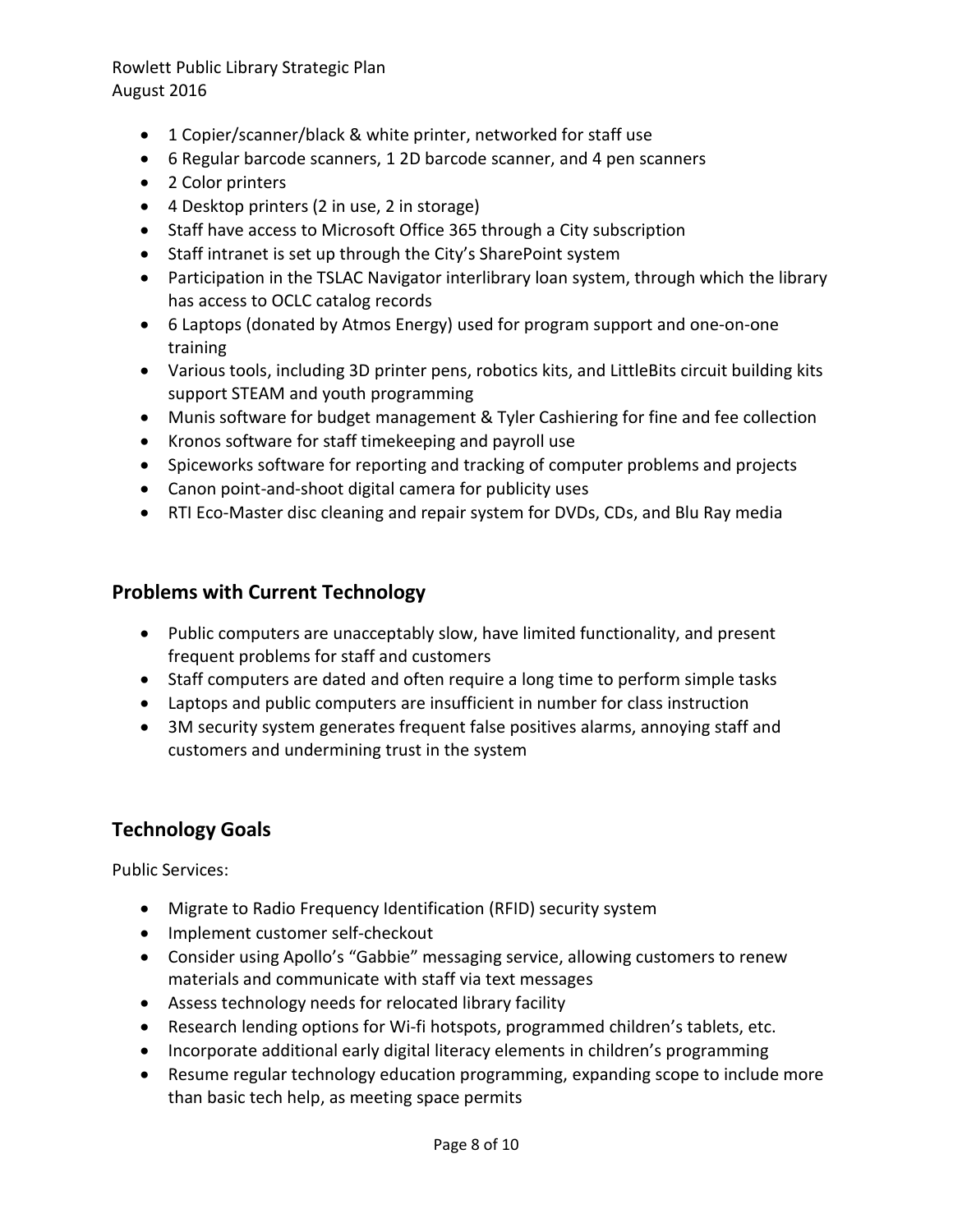- 1 Copier/scanner/black & white printer, networked for staff use
- 6 Regular barcode scanners, 1 2D barcode scanner, and 4 pen scanners
- 2 Color printers
- 4 Desktop printers (2 in use, 2 in storage)
- Staff have access to Microsoft Office 365 through a City subscription
- Staff intranet is set up through the City's SharePoint system
- Participation in the TSLAC Navigator interlibrary loan system, through which the library has access to OCLC catalog records
- 6 Laptops (donated by Atmos Energy) used for program support and one-on-one training
- Various tools, including 3D printer pens, robotics kits, and LittleBits circuit building kits support STEAM and youth programming
- Munis software for budget management & Tyler Cashiering for fine and fee collection
- Kronos software for staff timekeeping and payroll use
- Spiceworks software for reporting and tracking of computer problems and projects
- Canon point-and-shoot digital camera for publicity uses
- RTI Eco-Master disc cleaning and repair system for DVDs, CDs, and Blu Ray media

## Problems with Current Technology

- Public computers are unacceptably slow, have limited functionality, and present frequent problems for staff and customers
- Staff computers are dated and often require a long time to perform simple tasks
- Laptops and public computers are insufficient in number for class instruction
- 3M security system generates frequent false positives alarms, annoying staff and customers and undermining trust in the system

## Technology Goals

Public Services:

- Migrate to Radio Frequency Identification (RFID) security system
- Implement customer self-checkout
- Consider using Apollo's "Gabbie" messaging service, allowing customers to renew materials and communicate with staff via text messages
- Assess technology needs for relocated library facility
- Research lending options for Wi-fi hotspots, programmed children's tablets, etc.
- Incorporate additional early digital literacy elements in children's programming
- Resume regular technology education programming, expanding scope to include more than basic tech help, as meeting space permits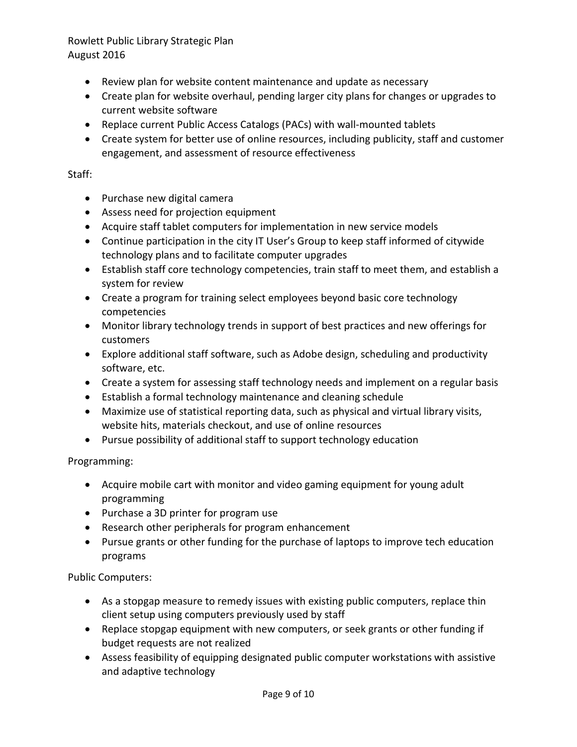- Review plan for website content maintenance and update as necessary
- Create plan for website overhaul, pending larger city plans for changes or upgrades to current website software
- Replace current Public Access Catalogs (PACs) with wall-mounted tablets
- Create system for better use of online resources, including publicity, staff and customer engagement, and assessment of resource effectiveness

Staff:

- Purchase new digital camera
- Assess need for projection equipment
- Acquire staff tablet computers for implementation in new service models
- Continue participation in the city IT User's Group to keep staff informed of citywide technology plans and to facilitate computer upgrades
- Establish staff core technology competencies, train staff to meet them, and establish a system for review
- Create a program for training select employees beyond basic core technology competencies
- Monitor library technology trends in support of best practices and new offerings for customers
- Explore additional staff software, such as Adobe design, scheduling and productivity software, etc.
- Create a system for assessing staff technology needs and implement on a regular basis
- Establish a formal technology maintenance and cleaning schedule
- Maximize use of statistical reporting data, such as physical and virtual library visits, website hits, materials checkout, and use of online resources
- Pursue possibility of additional staff to support technology education

Programming:

- Acquire mobile cart with monitor and video gaming equipment for young adult programming
- Purchase a 3D printer for program use
- Research other peripherals for program enhancement
- Pursue grants or other funding for the purchase of laptops to improve tech education programs

Public Computers:

- As a stopgap measure to remedy issues with existing public computers, replace thin client setup using computers previously used by staff
- Replace stopgap equipment with new computers, or seek grants or other funding if budget requests are not realized
- Assess feasibility of equipping designated public computer workstations with assistive and adaptive technology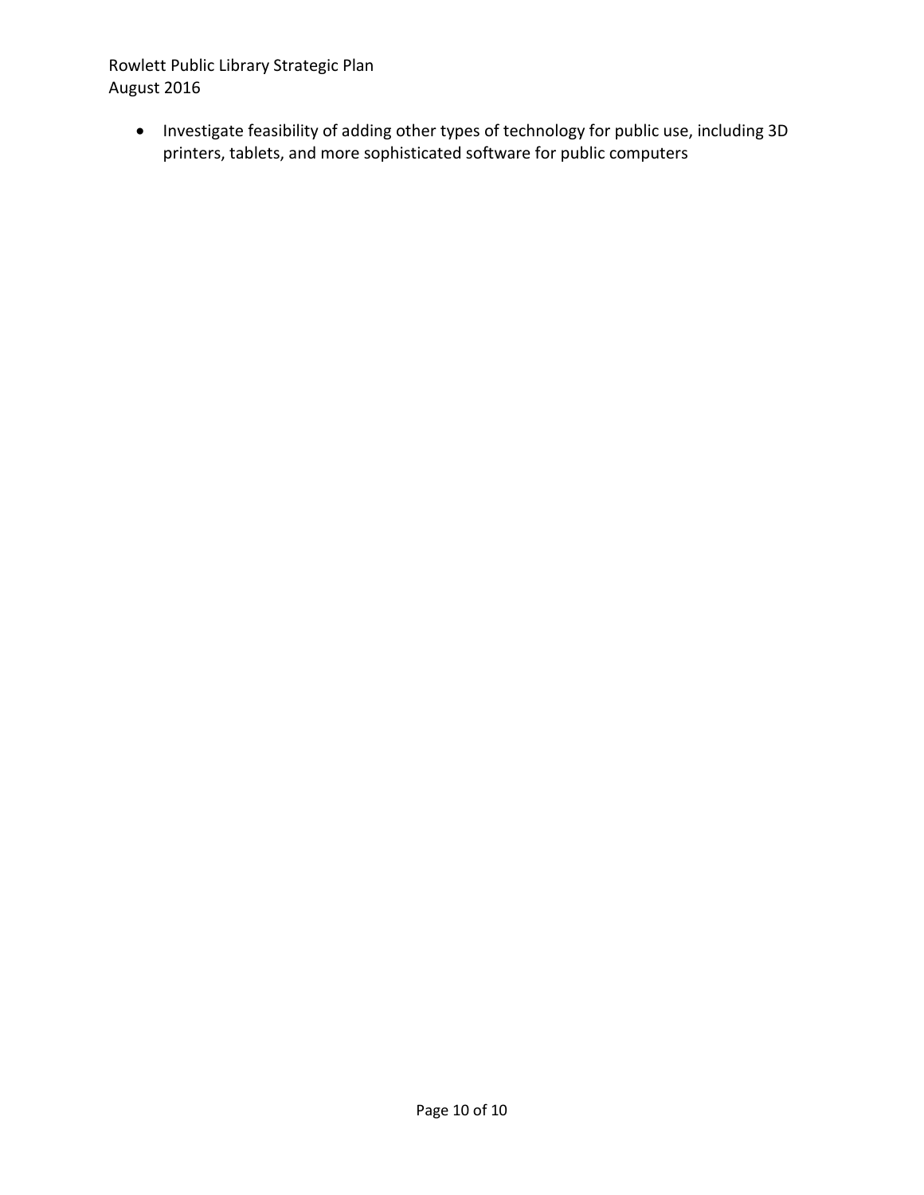- Investigate feasibility of adding other types of technology for public use, including 3D printers, tablets, and more sophisticated software for public computers